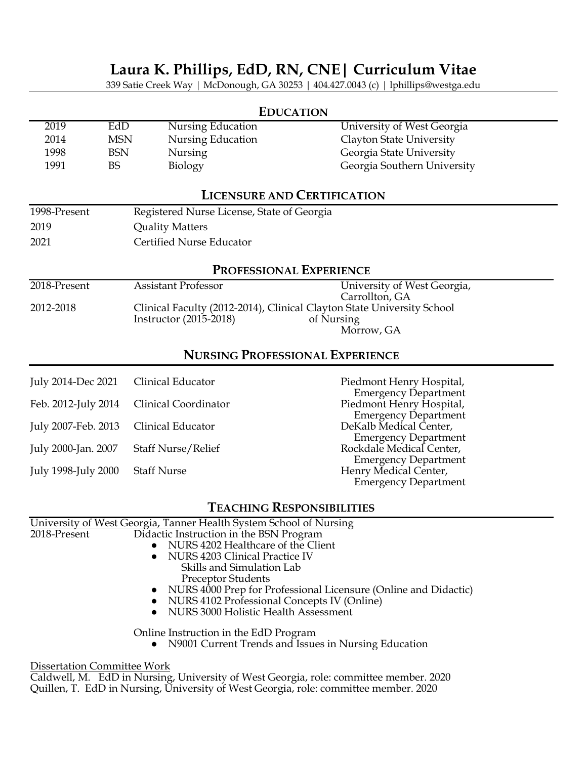# Laura K. Phillips, EdD, RN, CNE| Curriculum Vitae

339 Satie Creek Way | McDonough, GA 30253 | 404.427.0043 (c) | lphillips@westga.edu

## EDUCATION

| | | | |
|---|---|---|---|
| 2019 | EdD | Nursing Education | University of West Georgia |
| 2014 | MSN | Nursing Education | Clayton State University |
| 1998 | BSN | Nursing | Georgia State University |
| 1991 | BS | Biology | Georgia Southern University |

## LICENSURE AND CERTIFICATION

| | |
|---|---|
| 1998-Present | Registered Nurse License, State of Georgia |
| 2019 | Quality Matters |
| 2021 | Certified Nurse Educator |

## PROFESSIONAL EXPERIENCE

| | | |
|---|---|---|
| 2018-Present | Assistant Professor | University of West Georgia, Carrollton, GA |
| 2012-2018 | Clinical Faculty (2012-2014), Clinical Instructor (2015-2018) | Clayton State University School of Nursing Morrow, GA |

## NURSING PROFESSIONAL EXPERIENCE

| | | |
|---|---|---|
| July 2014-Dec 2021 | Clinical Educator | Piedmont Henry Hospital, Emergency Department |
| Feb. 2012-July 2014 | Clinical Coordinator | Piedmont Henry Hospital, Emergency Department |
| July 2007-Feb. 2013 | Clinical Educator | DeKalb Medical Center, Emergency Department |
| July 2000-Jan. 2007 | Staff Nurse/Relief | Rockdale Medical Center, Emergency Department |
| July 1998-July 2000 | Staff Nurse | Henry Medical Center, Emergency Department |

## TEACHING RESPONSIBILITIES

University of West Georgia, Tanner Health System School of Nursing

2018-Present Didactic Instruction in the BSN Program

- NURS 4202 Healthcare of the Client
- NURS 4203 Clinical Practice IV
  - Skills and Simulation Lab
  - Preceptor Students
- NURS 4000 Prep for Professional Licensure (Online and Didactic)
- NURS 4102 Professional Concepts IV (Online)
- NURS 3000 Holistic Health Assessment

Online Instruction in the EdD Program

- N9001 Current Trends and Issues in Nursing Education

Dissertation Committee Work

Caldwell, M. EdD in Nursing, University of West Georgia, role: committee member. 2020
Quillen, T. EdD in Nursing, University of West Georgia, role: committee member. 2020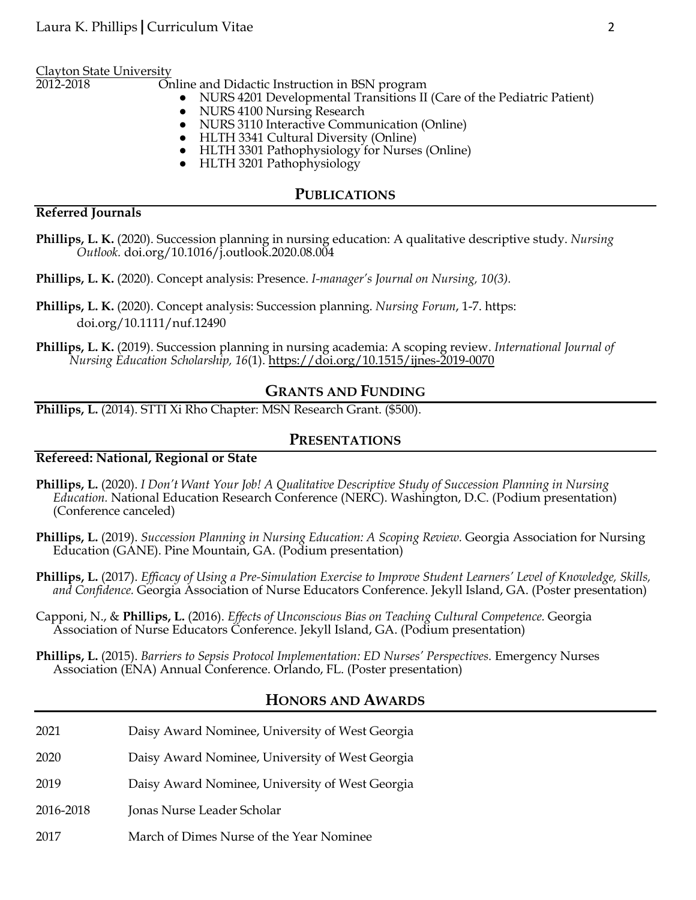Clayton State University

2012-2018 Online and Didactic Instruction in BSN program

- NURS 4201 Developmental Transitions II (Care of the Pediatric Patient)
- NURS 4100 Nursing Research
- NURS 3110 Interactive Communication (Online)
- HLTH 3341 Cultural Diversity (Online)
- HLTH 3301 Pathophysiology for Nurses (Online)
- HLTH 3201 Pathophysiology

## PUBLICATIONS

### Referred Journals

**Phillips, L. K.** (2020). Succession planning in nursing education: A qualitative descriptive study. *Nursing Outlook.* doi.org/10.1016/j.outlook.2020.08.004

**Phillips, L. K.** (2020). Concept analysis: Presence. *I-manager's Journal on Nursing, 10(3).*

**Phillips, L. K.** (2020). Concept analysis: Succession planning. *Nursing Forum*, 1-7. https: doi.org/10.1111/nuf.12490

**Phillips, L. K.** (2019). Succession planning in nursing academia: A scoping review. *International Journal of Nursing Education Scholarship, 16*(1). https://doi.org/10.1515/ijnes-2019-0070

## GRANTS AND FUNDING

**Phillips, L.** (2014). STTI Xi Rho Chapter: MSN Research Grant. ($500).

## PRESENTATIONS

### Refereed: National, Regional or State

**Phillips, L.** (2020). *I Don't Want Your Job! A Qualitative Descriptive Study of Succession Planning in Nursing Education.* National Education Research Conference (NERC). Washington, D.C. (Podium presentation) (Conference canceled)

**Phillips, L.** (2019). *Succession Planning in Nursing Education: A Scoping Review.* Georgia Association for Nursing Education (GANE). Pine Mountain, GA. (Podium presentation)

**Phillips, L.** (2017). *Efficacy of Using a Pre-Simulation Exercise to Improve Student Learners' Level of Knowledge, Skills, and Confidence.* Georgia Association of Nurse Educators Conference. Jekyll Island, GA. (Poster presentation)

Capponi, N., & **Phillips, L.** (2016). *Effects of Unconscious Bias on Teaching Cultural Competence.* Georgia Association of Nurse Educators Conference. Jekyll Island, GA. (Podium presentation)

**Phillips, L.** (2015). *Barriers to Sepsis Protocol Implementation: ED Nurses' Perspectives.* Emergency Nurses Association (ENA) Annual Conference. Orlando, FL. (Poster presentation)

## HONORS AND AWARDS

2021 Daisy Award Nominee, University of West Georgia

2020 Daisy Award Nominee, University of West Georgia

2019 Daisy Award Nominee, University of West Georgia

2016-2018 Jonas Nurse Leader Scholar

2017 March of Dimes Nurse of the Year Nominee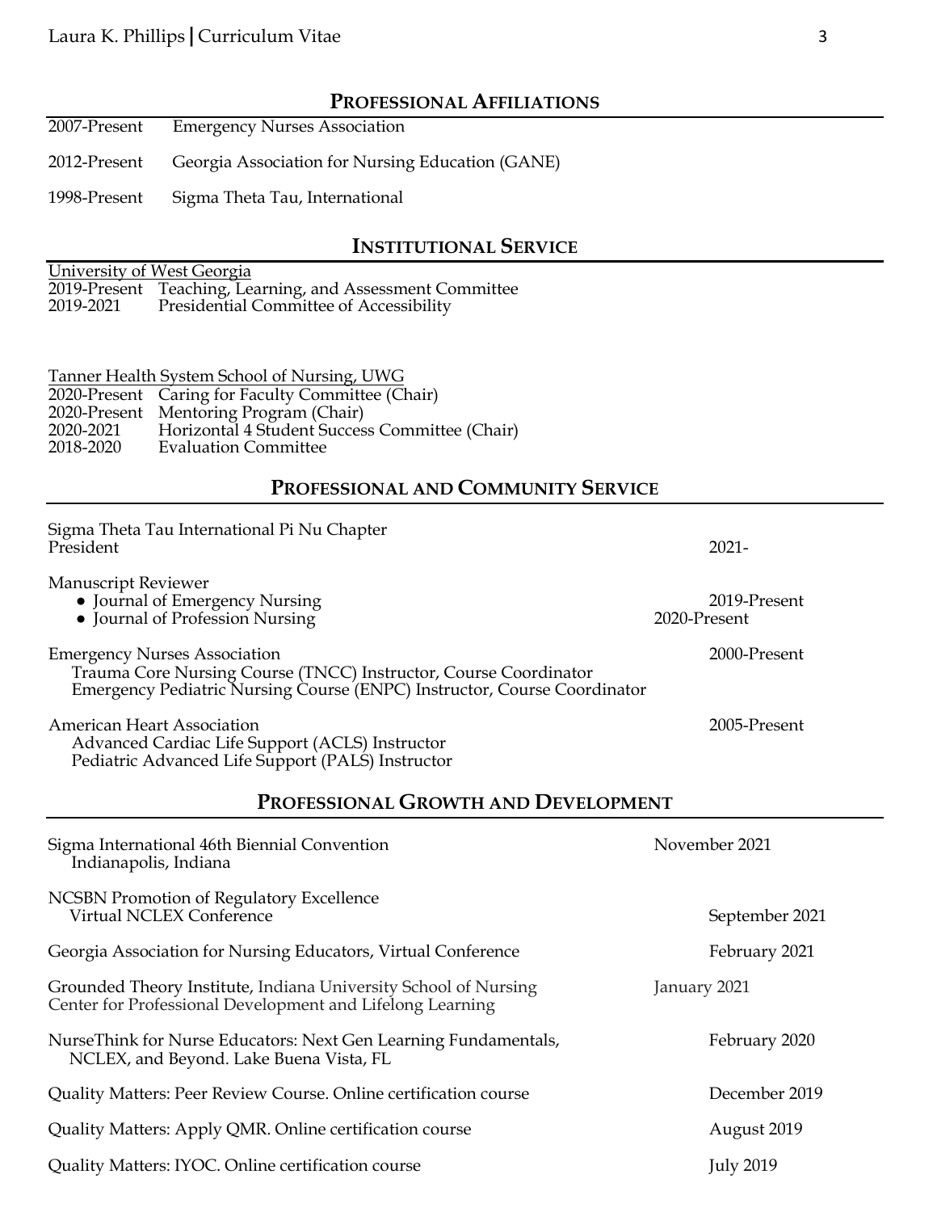## PROFESSIONAL AFFILIATIONS

2007-Present Emergency Nurses Association

2012-Present Georgia Association for Nursing Education (GANE)

1998-Present Sigma Theta Tau, International

## INSTITUTIONAL SERVICE

University of West Georgia

2019-Present Teaching, Learning, and Assessment Committee
2019-2021 Presidential Committee of Accessibility

Tanner Health System School of Nursing, UWG

2020-Present Caring for Faculty Committee (Chair)
2020-Present Mentoring Program (Chair)
2020-2021 Horizontal 4 Student Success Committee (Chair)
2018-2020 Evaluation Committee

## PROFESSIONAL AND COMMUNITY SERVICE

Sigma Theta Tau International Pi Nu Chapter
President 2021-

Manuscript Reviewer
- Journal of Emergency Nursing 2019-Present
- Journal of Profession Nursing 2020-Present

Emergency Nurses Association 2000-Present
Trauma Core Nursing Course (TNCC) Instructor, Course Coordinator
Emergency Pediatric Nursing Course (ENPC) Instructor, Course Coordinator

American Heart Association 2005-Present
Advanced Cardiac Life Support (ACLS) Instructor
Pediatric Advanced Life Support (PALS) Instructor

## PROFESSIONAL GROWTH AND DEVELOPMENT

Sigma International 46th Biennial Convention November 2021
Indianapolis, Indiana

NCSBN Promotion of Regulatory Excellence
Virtual NCLEX Conference September 2021

Georgia Association for Nursing Educators, Virtual Conference February 2021

Grounded Theory Institute, Indiana University School of Nursing January 2021
Center for Professional Development and Lifelong Learning

NurseThink for Nurse Educators: Next Gen Learning Fundamentals, February 2020
NCLEX, and Beyond. Lake Buena Vista, FL

Quality Matters: Peer Review Course. Online certification course December 2019

Quality Matters: Apply QMR. Online certification course August 2019

Quality Matters: IYOC. Online certification course July 2019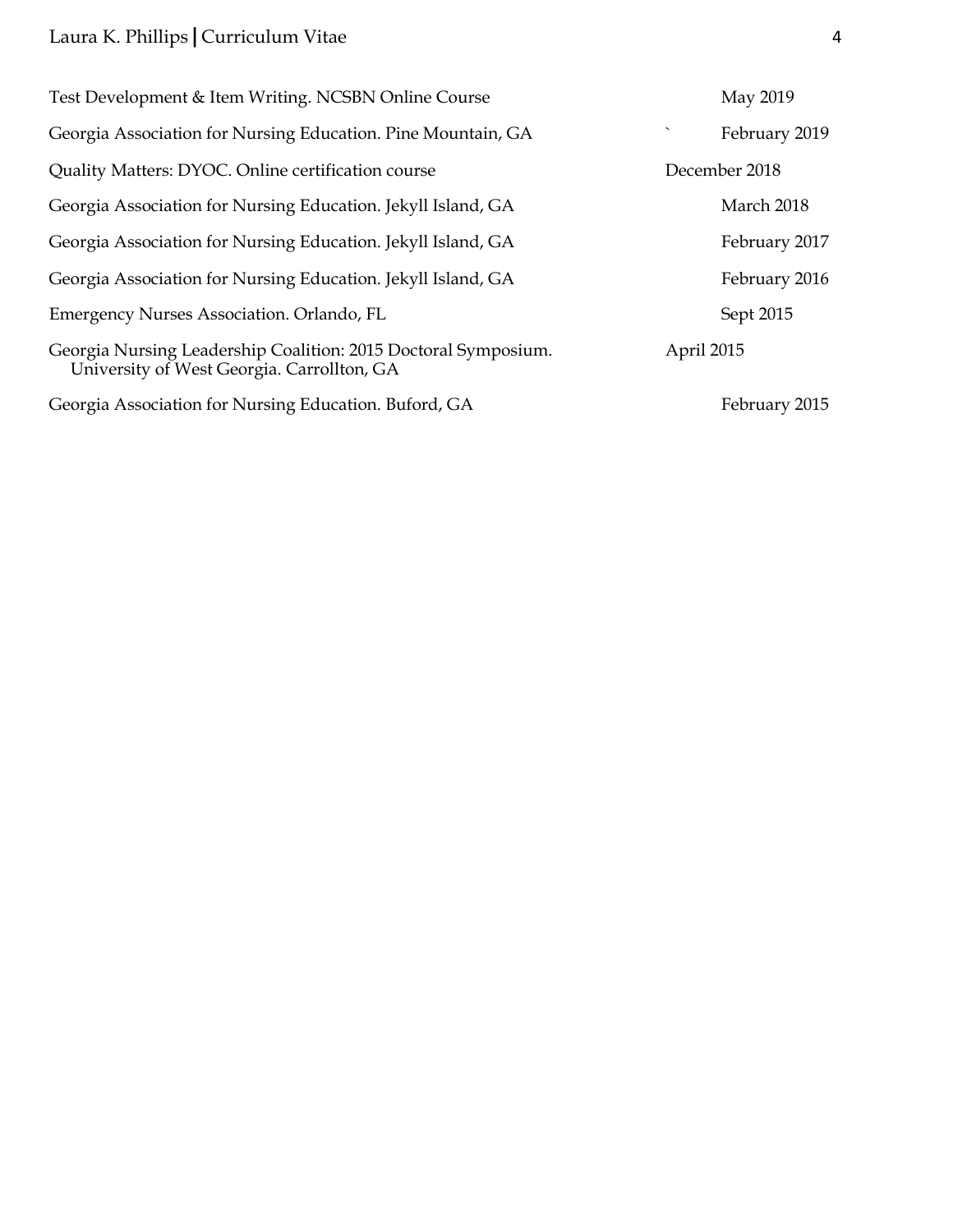| | |
|---|---|
| Test Development & Item Writing. NCSBN Online Course | May 2019 |
| Georgia Association for Nursing Education. Pine Mountain, GA | ` February 2019 |
| Quality Matters: DYOC. Online certification course | December 2018 |
| Georgia Association for Nursing Education. Jekyll Island, GA | March 2018 |
| Georgia Association for Nursing Education. Jekyll Island, GA | February 2017 |
| Georgia Association for Nursing Education. Jekyll Island, GA | February 2016 |
| Emergency Nurses Association. Orlando, FL | Sept 2015 |
| Georgia Nursing Leadership Coalition: 2015 Doctoral Symposium. University of West Georgia. Carrollton, GA | April 2015 |
| Georgia Association for Nursing Education. Buford, GA | February 2015 |